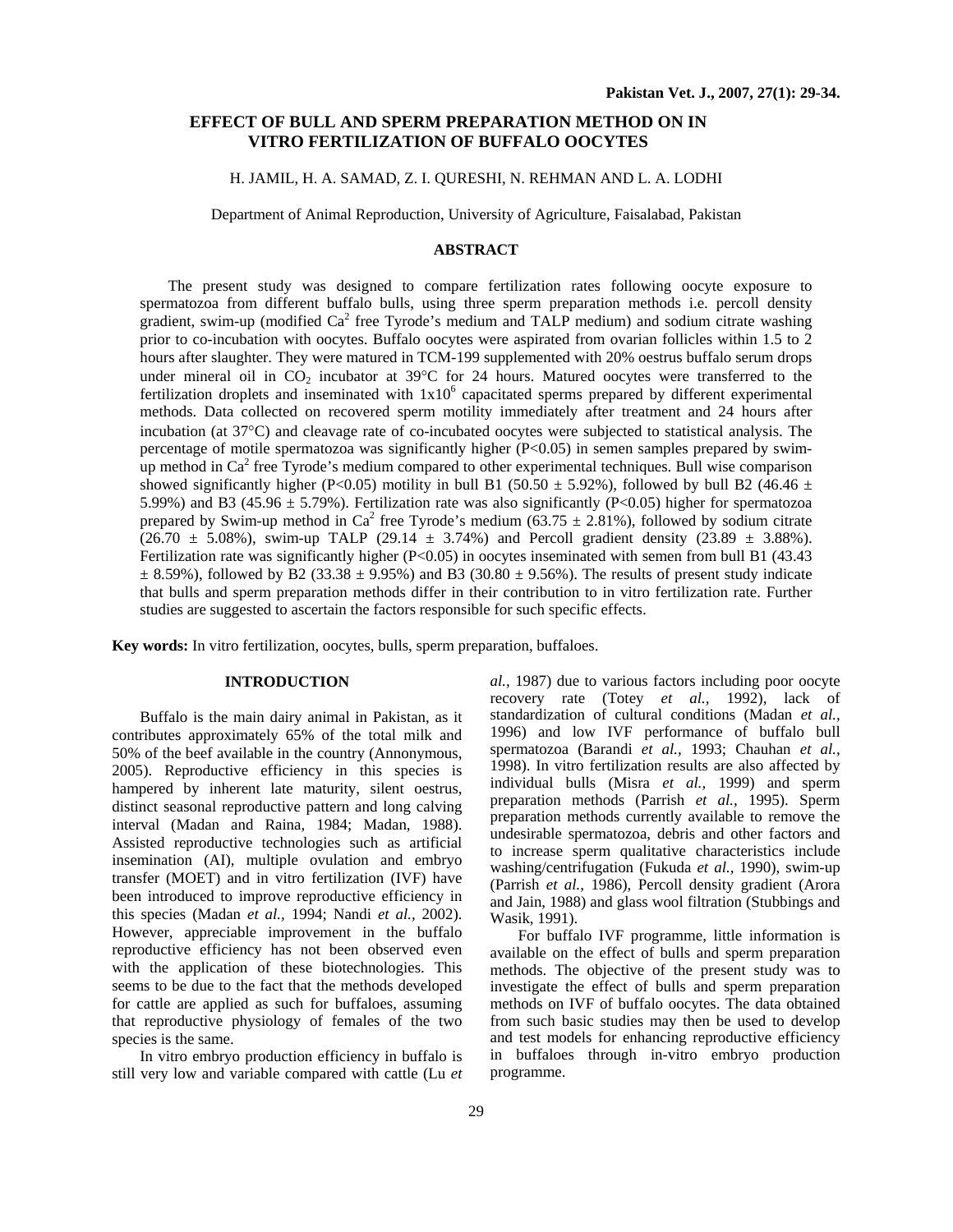# EFFECT OF BULL AND SPERM PREPARATION METHOD ON IN VITRO FERTILIZATION OF BUFFALO OOCYTES

H. JAMIL, H. A. SAMAD, Z. I. QURESHI, N. REHMAN AND L. A. LODHI

Department of Animal Reproduction, University of Agriculture, Faisalabad, Pakistan

## ABSTRACT

The present study was designed to compare fertilization rates following oocyte exposure to spermatozoa from different buffalo bulls, using three sperm preparation methods i.e. percoll density gradient, swim-up (modified $Ca^2$ free Tyrode's medium and TALP medium) and sodium citrate washing prior to co-incubation with oocytes. Buffalo oocytes were aspirated from ovarian follicles within 1.5 to 2 hours after slaughter. They were matured in TCM-199 supplemented with 20% oestrus buffalo serum drops under mineral oil in $CO_2$ incubator at 39°C for 24 hours. Matured oocytes were transferred to the fertilization droplets and inseminated with $1x10^6$ capacitated sperms prepared by different experimental methods. Data collected on recovered sperm motility immediately after treatment and 24 hours after incubation (at 37°C) and cleavage rate of co-incubated oocytes were subjected to statistical analysis. The percentage of motile spermatozoa was significantly higher ($P<0.05$) in semen samples prepared by swim-up method in $Ca^2$ free Tyrode's medium compared to other experimental techniques. Bull wise comparison showed significantly higher ($P<0.05$) motility in bull B1 (50.50 ± 5.92%), followed by bull B2 (46.46 ± 5.99%) and B3 (45.96 ± 5.79%). Fertilization rate was also significantly ($P<0.05$) higher for spermatozoa prepared by Swim-up method in $Ca^2$ free Tyrode's medium (63.75 ± 2.81%), followed by sodium citrate (26.70 ± 5.08%), swim-up TALP (29.14 ± 3.74%) and Percoll gradient density (23.89 ± 3.88%). Fertilization rate was significantly higher ($P<0.05$) in oocytes inseminated with semen from bull B1 (43.43 ± 8.59%), followed by B2 (33.38 ± 9.95%) and B3 (30.80 ± 9.56%). The results of present study indicate that bulls and sperm preparation methods differ in their contribution to in vitro fertilization rate. Further studies are suggested to ascertain the factors responsible for such specific effects.

**Key words:** In vitro fertilization, oocytes, bulls, sperm preparation, buffaloes.

## INTRODUCTION

Buffalo is the main dairy animal in Pakistan, as it contributes approximately 65% of the total milk and 50% of the beef available in the country (Annonymous, 2005). Reproductive efficiency in this species is hampered by inherent late maturity, silent oestrus, distinct seasonal reproductive pattern and long calving interval (Madan and Raina, 1984; Madan, 1988). Assisted reproductive technologies such as artificial insemination (AI), multiple ovulation and embryo transfer (MOET) and in vitro fertilization (IVF) have been introduced to improve reproductive efficiency in this species (Madan *et al.,* 1994; Nandi *et al.,* 2002). However, appreciable improvement in the buffalo reproductive efficiency has not been observed even with the application of these biotechnologies. This seems to be due to the fact that the methods developed for cattle are applied as such for buffaloes, assuming that reproductive physiology of females of the two species is the same.

In vitro embryo production efficiency in buffalo is still very low and variable compared with cattle (Lu *et al.,* 1987) due to various factors including poor oocyte recovery rate (Totey *et al.,* 1992), lack of standardization of cultural conditions (Madan *et al.,* 1996) and low IVF performance of buffalo bull spermatozoa (Barandi *et al.,* 1993; Chauhan *et al.,* 1998). In vitro fertilization results are also affected by individual bulls (Misra *et al.,* 1999) and sperm preparation methods (Parrish *et al.,* 1995). Sperm preparation methods currently available to remove the undesirable spermatozoa, debris and other factors and to increase sperm qualitative characteristics include washing/centrifugation (Fukuda *et al.,* 1990), swim-up (Parrish *et al.,* 1986), Percoll density gradient (Arora and Jain, 1988) and glass wool filtration (Stubbings and Wasik, 1991).

For buffalo IVF programme, little information is available on the effect of bulls and sperm preparation methods. The objective of the present study was to investigate the effect of bulls and sperm preparation methods on IVF of buffalo oocytes. The data obtained from such basic studies may then be used to develop and test models for enhancing reproductive efficiency in buffaloes through in-vitro embryo production programme.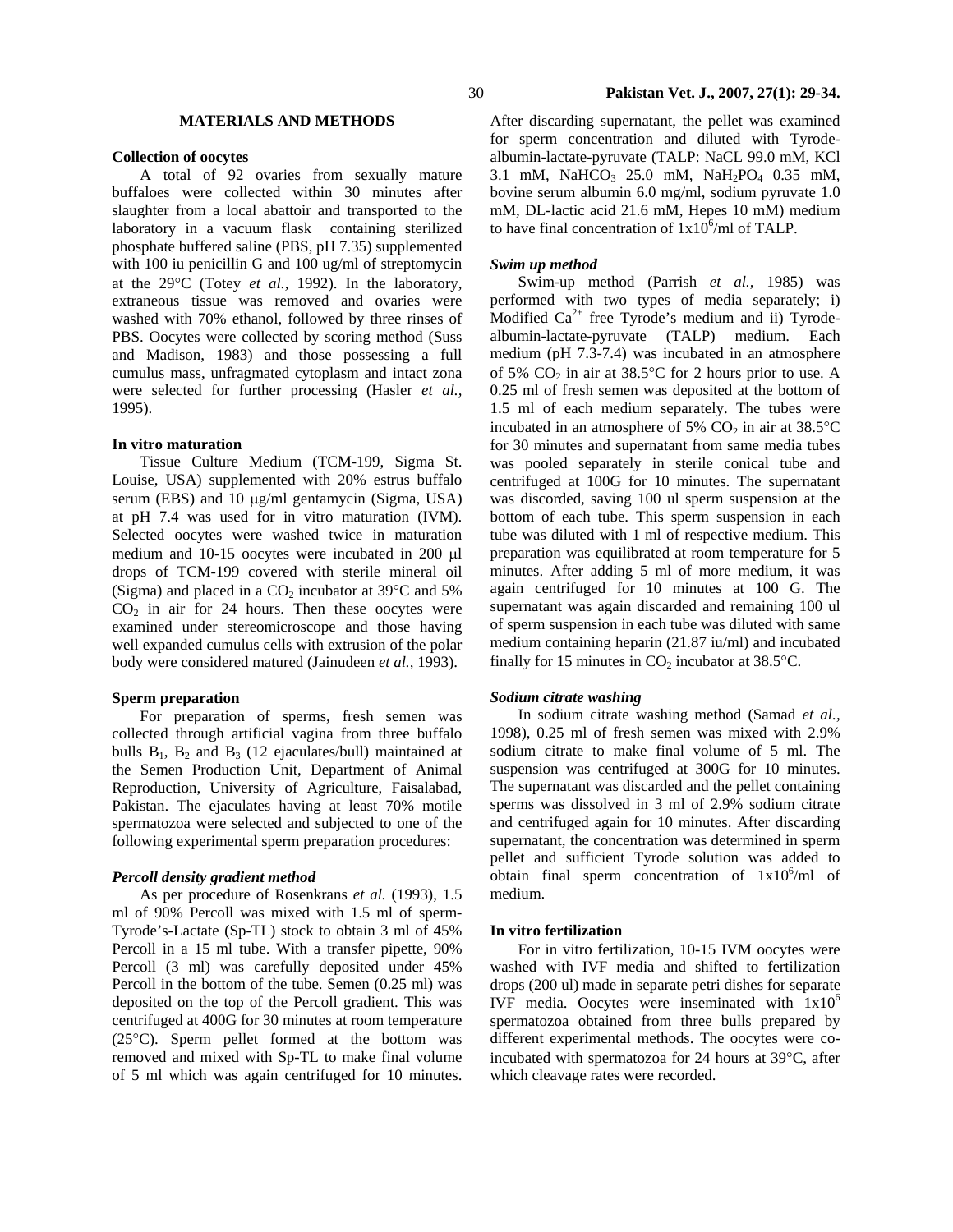## MATERIALS AND METHODS

### Collection of oocytes

A total of 92 ovaries from sexually mature buffaloes were collected within 30 minutes after slaughter from a local abattoir and transported to the laboratory in a vacuum flask containing sterilized phosphate buffered saline (PBS, pH 7.35) supplemented with 100 iu penicillin G and 100 ug/ml of streptomycin at the 29°C (Totey *et al.,* 1992). In the laboratory, extraneous tissue was removed and ovaries were washed with 70% ethanol, followed by three rinses of PBS. Oocytes were collected by scoring method (Suss and Madison, 1983) and those possessing a full cumulus mass, unfragmated cytoplasm and intact zona were selected for further processing (Hasler *et al.,* 1995).

### In vitro maturation

Tissue Culture Medium (TCM-199, Sigma St. Louise, USA) supplemented with 20% estrus buffalo serum (EBS) and 10 μg/ml gentamycin (Sigma, USA) at pH 7.4 was used for in vitro maturation (IVM). Selected oocytes were washed twice in maturation medium and 10-15 oocytes were incubated in 200 μl drops of TCM-199 covered with sterile mineral oil (Sigma) and placed in a $CO_2$ incubator at 39°C and 5% $CO_2$ in air for 24 hours. Then these oocytes were examined under stereomicroscope and those having well expanded cumulus cells with extrusion of the polar body were considered matured (Jainudeen *et al.,* 1993).

### Sperm preparation

For preparation of sperms, fresh semen was collected through artificial vagina from three buffalo bulls $B_1$, $B_2$ and $B_3$ (12 ejaculates/bull) maintained at the Semen Production Unit, Department of Animal Reproduction, University of Agriculture, Faisalabad, Pakistan. The ejaculates having at least 70% motile spermatozoa were selected and subjected to one of the following experimental sperm preparation procedures:

#### *Percoll density gradient method*

As per procedure of Rosenkrans *et al.* (1993), 1.5 ml of 90% Percoll was mixed with 1.5 ml of sperm-Tyrode's-Lactate (Sp-TL) stock to obtain 3 ml of 45% Percoll in a 15 ml tube. With a transfer pipette, 90% Percoll (3 ml) was carefully deposited under 45% Percoll in the bottom of the tube. Semen (0.25 ml) was deposited on the top of the Percoll gradient. This was centrifuged at 400G for 30 minutes at room temperature (25°C). Sperm pellet formed at the bottom was removed and mixed with Sp-TL to make final volume of 5 ml which was again centrifuged for 10 minutes. After discarding supernatant, the pellet was examined for sperm concentration and diluted with Tyrode-albumin-lactate-pyruvate (TALP: NaCL 99.0 mM, KCl 3.1 mM, $NaHCO_3$ 25.0 mM, $NaH_2PO_4$ 0.35 mM, bovine serum albumin 6.0 mg/ml, sodium pyruvate 1.0 mM, DL-lactic acid 21.6 mM, Hepes 10 mM) medium to have final concentration of $1x10^6$/ml of TALP.

#### *Swim up method*

Swim-up method (Parrish *et al.,* 1985) was performed with two types of media separately; i) Modified $Ca^{2+}$ free Tyrode's medium and ii) Tyrode-albumin-lactate-pyruvate (TALP) medium. Each medium (pH 7.3-7.4) was incubated in an atmosphere of 5% $CO_2$ in air at 38.5°C for 2 hours prior to use. A 0.25 ml of fresh semen was deposited at the bottom of 1.5 ml of each medium separately. The tubes were incubated in an atmosphere of 5% $CO_2$ in air at 38.5°C for 30 minutes and supernatant from same media tubes was pooled separately in sterile conical tube and centrifuged at 100G for 10 minutes. The supernatant was discorded, saving 100 ul sperm suspension at the bottom of each tube. This sperm suspension in each tube was diluted with 1 ml of respective medium. This preparation was equilibrated at room temperature for 5 minutes. After adding 5 ml of more medium, it was again centrifuged for 10 minutes at 100 G. The supernatant was again discarded and remaining 100 ul of sperm suspension in each tube was diluted with same medium containing heparin (21.87 iu/ml) and incubated finally for 15 minutes in $CO_2$ incubator at 38.5°C.

#### *Sodium citrate washing*

In sodium citrate washing method (Samad *et al.,* 1998), 0.25 ml of fresh semen was mixed with 2.9% sodium citrate to make final volume of 5 ml. The suspension was centrifuged at 300G for 10 minutes. The supernatant was discarded and the pellet containing sperms was dissolved in 3 ml of 2.9% sodium citrate and centrifuged again for 10 minutes. After discarding supernatant, the concentration was determined in sperm pellet and sufficient Tyrode solution was added to obtain final sperm concentration of $1x10^6$/ml of medium.

### In vitro fertilization

For in vitro fertilization, 10-15 IVM oocytes were washed with IVF media and shifted to fertilization drops (200 ul) made in separate petri dishes for separate IVF media. Oocytes were inseminated with $1x10^6$ spermatozoa obtained from three bulls prepared by different experimental methods. The oocytes were co-incubated with spermatozoa for 24 hours at 39°C, after which cleavage rates were recorded.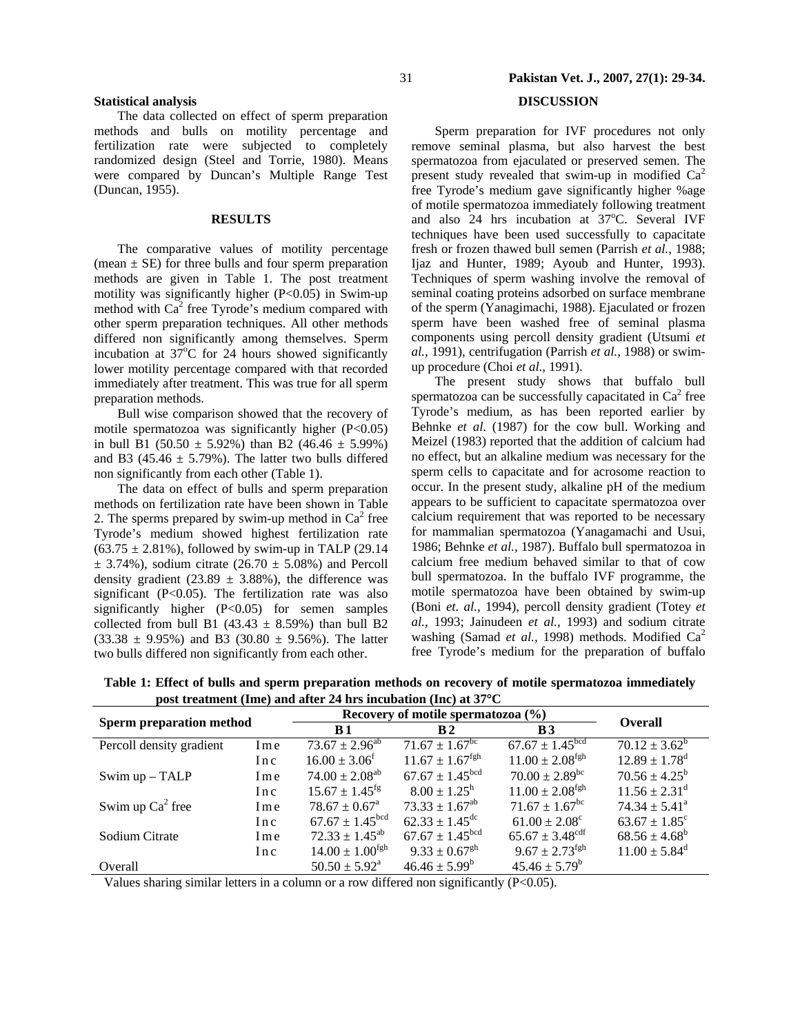### Statistical analysis

The data collected on effect of sperm preparation methods and bulls on motility percentage and fertilization rate were subjected to completely randomized design (Steel and Torrie, 1980). Means were compared by Duncan's Multiple Range Test (Duncan, 1955).

## RESULTS

The comparative values of motility percentage (mean ± SE) for three bulls and four sperm preparation methods are given in Table 1. The post treatment motility was significantly higher (P<0.05) in Swim-up method with $Ca^2$ free Tyrode's medium compared with other sperm preparation techniques. All other methods differed non significantly among themselves. Sperm incubation at 37°C for 24 hours showed significantly lower motility percentage compared with that recorded immediately after treatment. This was true for all sperm preparation methods.

Bull wise comparison showed that the recovery of motile spermatozoa was significantly higher (P<0.05) in bull B1 (50.50 ± 5.92%) than B2 (46.46 ± 5.99%) and B3 (45.46 ± 5.79%). The latter two bulls differed non significantly from each other (Table 1).

The data on effect of bulls and sperm preparation methods on fertilization rate have been shown in Table 2. The sperms prepared by swim-up method in $Ca^2$ free Tyrode's medium showed highest fertilization rate (63.75 ± 2.81%), followed by swim-up in TALP (29.14 ± 3.74%), sodium citrate (26.70 ± 5.08%) and Percoll density gradient (23.89 ± 3.88%), the difference was significant (P<0.05). The fertilization rate was also significantly higher (P<0.05) for semen samples collected from bull B1 (43.43 ± 8.59%) than bull B2 (33.38 ± 9.95%) and B3 (30.80 ± 9.56%). The latter two bulls differed non significantly from each other.

## DISCUSSION

Sperm preparation for IVF procedures not only remove seminal plasma, but also harvest the best spermatozoa from ejaculated or preserved semen. The present study revealed that swim-up in modified $Ca^2$ free Tyrode's medium gave significantly higher %age of motile spermatozoa immediately following treatment and also 24 hrs incubation at 37°C. Several IVF techniques have been used successfully to capacitate fresh or frozen thawed bull semen (Parrish *et al.*, 1988; Ijaz and Hunter, 1989; Ayoub and Hunter, 1993). Techniques of sperm washing involve the removal of seminal coating proteins adsorbed on surface membrane of the sperm (Yanagimachi, 1988). Ejaculated or frozen sperm have been washed free of seminal plasma components using percoll density gradient (Utsumi *et al.*, 1991), centrifugation (Parrish *et al.*, 1988) or swim-up procedure (Choi *et al.*, 1991).

The present study shows that buffalo bull spermatozoa can be successfully capacitated in $Ca^2$ free Tyrode's medium, as has been reported earlier by Behnke *et al.* (1987) for the cow bull. Working and Meizel (1983) reported that the addition of calcium had no effect, but an alkaline medium was necessary for the sperm cells to capacitate and for acrosome reaction to occur. In the present study, alkaline pH of the medium appears to be sufficient to capacitate spermatozoa over calcium requirement that was reported to be necessary for mammalian spermatozoa (Yanagamachi and Usui, 1986; Behnke *et al.*, 1987). Buffalo bull spermatozoa in calcium free medium behaved similar to that of cow bull spermatozoa. In the buffalo IVF programme, the motile spermatozoa have been obtained by swim-up (Boni *et. al.*, 1994), percoll density gradient (Totey *et al.*, 1993; Jainudeen *et al.*, 1993) and sodium citrate washing (Samad *et al.*, 1998) methods. Modified $Ca^2$ free Tyrode's medium for the preparation of buffalo

**Table 1: Effect of bulls and sperm preparation methods on recovery of motile spermatozoa immediately post treatment (Ime) and after 24 hrs incubation (Inc) at 37°C**

| Sperm preparation method | | Recovery of motile spermatozoa (%) | | | Overall |
|---|---|---|---|---|---|
| | | B 1 | B 2 | B 3 | |
| Percoll density gradient | Ime | $73.67 \pm 2.96^{ab}$ | $71.67 \pm 1.67^{bc}$ | $67.67 \pm 1.45^{bcd}$ | $70.12 \pm 3.62^{b}$ |
| | Inc | $16.00 \pm 3.06^{f}$ | $11.67 \pm 1.67^{fgh}$ | $11.00 \pm 2.08^{fgh}$ | $12.89 \pm 1.78^{d}$ |
| Swim up – TALP | Ime | $74.00 \pm 2.08^{ab}$ | $67.67 \pm 1.45^{bcd}$ | $70.00 \pm 2.89^{bc}$ | $70.56 \pm 4.25^{b}$ |
| | Inc | $15.67 \pm 1.45^{fg}$ | $8.00 \pm 1.25^{h}$ | $11.00 \pm 2.08^{fgh}$ | $11.56 \pm 2.31^{d}$ |
| Swim up $Ca^2$ free | Ime | $78.67 \pm 0.67^{a}$ | $73.33 \pm 1.67^{ab}$ | $71.67 \pm 1.67^{bc}$ | $74.34 \pm 5.41^{a}$ |
| | Inc | $67.67 \pm 1.45^{bcd}$ | $62.33 \pm 1.45^{dc}$ | $61.00 \pm 2.08^{c}$ | $63.67 \pm 1.85^{c}$ |
| Sodium Citrate | Ime | $72.33 \pm 1.45^{ab}$ | $67.67 \pm 1.45^{bcd}$ | $65.67 \pm 3.48^{cdf}$ | $68.56 \pm 4.68^{b}$ |
| | Inc | $14.00 \pm 1.00^{fgh}$ | $9.33 \pm 0.67^{gh}$ | $9.67 \pm 2.73^{fgh}$ | $11.00 \pm 5.84^{d}$ |
| Overall | | $50.50 \pm 5.92^{a}$ | $46.46 \pm 5.99^{b}$ | $45.46 \pm 5.79^{b}$ | |

Values sharing similar letters in a column or a row differed non significantly (P<0.05).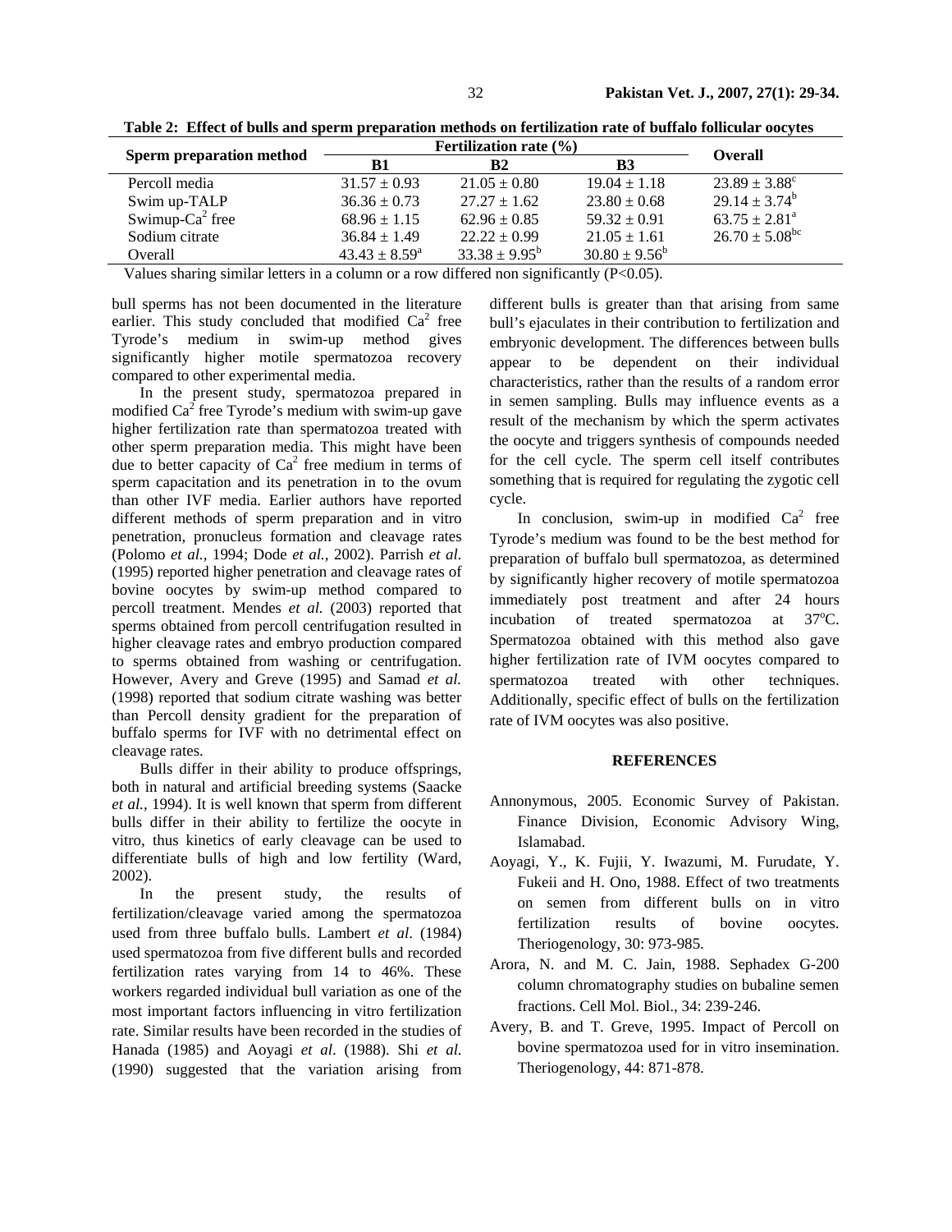**Table 2: Effect of bulls and sperm preparation methods on fertilization rate of buffalo follicular oocytes**

| Sperm preparation method | Fertilization rate (%) | | | Overall |
|---|---|---|---|---|
| | B1 | B2 | B3 | |
| Percoll media | 31.57 ± 0.93 | 21.05 ± 0.80 | 19.04 ± 1.18 | 23.89 ± 3.88[c] |
| Swim up-TALP | 36.36 ± 0.73 | 27.27 ± 1.62 | 23.80 ± 0.68 | 29.14 ± 3.74[b] |
| Swimup-$Ca^2$ free | 68.96 ± 1.15 | 62.96 ± 0.85 | 59.32 ± 0.91 | 63.75 ± 2.81[a] |
| Sodium citrate | 36.84 ± 1.49 | 22.22 ± 0.99 | 21.05 ± 1.61 | 26.70 ± 5.08[bc] |
| Overall | 43.43 ± 8.59[a] | 33.38 ± 9.95[b] | 30.80 ± 9.56[b] | |

Values sharing similar letters in a column or a row differed non significantly (P<0.05).

bull sperms has not been documented in the literature earlier. This study concluded that modified $Ca^2$ free Tyrode's medium in swim-up method gives significantly higher motile spermatozoa recovery compared to other experimental media.

In the present study, spermatozoa prepared in modified $Ca^2$ free Tyrode's medium with swim-up gave higher fertilization rate than spermatozoa treated with other sperm preparation media. This might have been due to better capacity of $Ca^2$ free medium in terms of sperm capacitation and its penetration in to the ovum than other IVF media. Earlier authors have reported different methods of sperm preparation and in vitro penetration, pronucleus formation and cleavage rates (Polomo *et al.,* 1994; Dode *et al.,* 2002). Parrish *et al.* (1995) reported higher penetration and cleavage rates of bovine oocytes by swim-up method compared to percoll treatment. Mendes *et al.* (2003) reported that sperms obtained from percoll centrifugation resulted in higher cleavage rates and embryo production compared to sperms obtained from washing or centrifugation. However, Avery and Greve (1995) and Samad *et al.* (1998) reported that sodium citrate washing was better than Percoll density gradient for the preparation of buffalo sperms for IVF with no detrimental effect on cleavage rates.

Bulls differ in their ability to produce offsprings, both in natural and artificial breeding systems (Saacke *et al.,* 1994). It is well known that sperm from different bulls differ in their ability to fertilize the oocyte in vitro, thus kinetics of early cleavage can be used to differentiate bulls of high and low fertility (Ward, 2002).

In the present study, the results of fertilization/cleavage varied among the spermatozoa used from three buffalo bulls. Lambert *et al*. (1984) used spermatozoa from five different bulls and recorded fertilization rates varying from 14 to 46%. These workers regarded individual bull variation as one of the most important factors influencing in vitro fertilization rate. Similar results have been recorded in the studies of Hanada (1985) and Aoyagi *et al*. (1988). Shi *et al.* (1990) suggested that the variation arising from different bulls is greater than that arising from same bull's ejaculates in their contribution to fertilization and embryonic development. The differences between bulls appear to be dependent on their individual characteristics, rather than the results of a random error in semen sampling. Bulls may influence events as a result of the mechanism by which the sperm activates the oocyte and triggers synthesis of compounds needed for the cell cycle. The sperm cell itself contributes something that is required for regulating the zygotic cell cycle.

In conclusion, swim-up in modified $Ca^2$ free Tyrode's medium was found to be the best method for preparation of buffalo bull spermatozoa, as determined by significantly higher recovery of motile spermatozoa immediately post treatment and after 24 hours incubation of treated spermatozoa at 37°C. Spermatozoa obtained with this method also gave higher fertilization rate of IVM oocytes compared to spermatozoa treated with other techniques. Additionally, specific effect of bulls on the fertilization rate of IVM oocytes was also positive.

## REFERENCES

Annonymous, 2005. Economic Survey of Pakistan. Finance Division, Economic Advisory Wing, Islamabad.

Aoyagi, Y., K. Fujii, Y. Iwazumi, M. Furudate, Y. Fukeii and H. Ono, 1988. Effect of two treatments on semen from different bulls on in vitro fertilization results of bovine oocytes. Theriogenology, 30: 973-985.

Arora, N. and M. C. Jain, 1988. Sephadex G-200 column chromatography studies on bubaline semen fractions. Cell Mol. Biol., 34: 239-246.

Avery, B. and T. Greve, 1995. Impact of Percoll on bovine spermatozoa used for in vitro insemination. Theriogenology, 44: 871-878.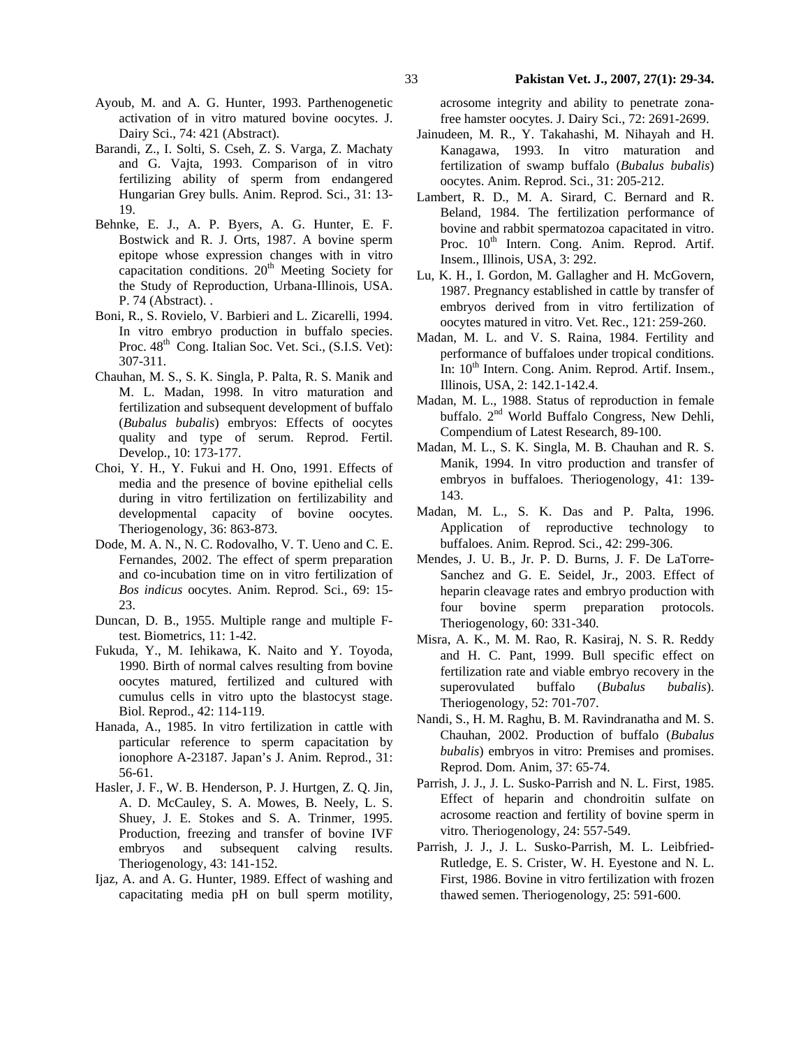Ayoub, M. and A. G. Hunter, 1993. Parthenogenetic activation of in vitro matured bovine oocytes. J. Dairy Sci., 74: 421 (Abstract).

Barandi, Z., I. Solti, S. Cseh, Z. S. Varga, Z. Machaty and G. Vajta, 1993. Comparison of in vitro fertilizing ability of sperm from endangered Hungarian Grey bulls. Anim. Reprod. Sci., 31: 13-19.

Behnke, E. J., A. P. Byers, A. G. Hunter, E. F. Bostwick and R. J. Orts, 1987. A bovine sperm epitope whose expression changes with in vitro capacitation conditions. 20th Meeting Society for the Study of Reproduction, Urbana-Illinois, USA. P. 74 (Abstract). .

Boni, R., S. Rovielo, V. Barbieri and L. Zicarelli, 1994. In vitro embryo production in buffalo species. Proc. 48th Cong. Italian Soc. Vet. Sci., (S.I.S. Vet): 307-311.

Chauhan, M. S., S. K. Singla, P. Palta, R. S. Manik and M. L. Madan, 1998. In vitro maturation and fertilization and subsequent development of buffalo (*Bubalus bubalis*) embryos: Effects of oocytes quality and type of serum. Reprod. Fertil. Develop., 10: 173-177.

Choi, Y. H., Y. Fukui and H. Ono, 1991. Effects of media and the presence of bovine epithelial cells during in vitro fertilization on fertilizability and developmental capacity of bovine oocytes. Theriogenology, 36: 863-873.

Dode, M. A. N., N. C. Rodovalho, V. T. Ueno and C. E. Fernandes, 2002. The effect of sperm preparation and co-incubation time on in vitro fertilization of *Bos indicus* oocytes. Anim. Reprod. Sci., 69: 15-23.

Duncan, D. B., 1955. Multiple range and multiple F-test. Biometrics, 11: 1-42.

Fukuda, Y., M. Iehikawa, K. Naito and Y. Toyoda, 1990. Birth of normal calves resulting from bovine oocytes matured, fertilized and cultured with cumulus cells in vitro upto the blastocyst stage. Biol. Reprod., 42: 114-119.

Hanada, A., 1985. In vitro fertilization in cattle with particular reference to sperm capacitation by ionophore A-23187. Japan's J. Anim. Reprod., 31: 56-61.

Hasler, J. F., W. B. Henderson, P. J. Hurtgen, Z. Q. Jin, A. D. McCauley, S. A. Mowes, B. Neely, L. S. Shuey, J. E. Stokes and S. A. Trinmer, 1995. Production, freezing and transfer of bovine IVF embryos and subsequent calving results. Theriogenology, 43: 141-152.

Ijaz, A. and A. G. Hunter, 1989. Effect of washing and capacitating media pH on bull sperm motility, acrosome integrity and ability to penetrate zona-free hamster oocytes. J. Dairy Sci., 72: 2691-2699.

Jainudeen, M. R., Y. Takahashi, M. Nihayah and H. Kanagawa, 1993. In vitro maturation and fertilization of swamp buffalo (*Bubalus bubalis*) oocytes. Anim. Reprod. Sci., 31: 205-212.

Lambert, R. D., M. A. Sirard, C. Bernard and R. Beland, 1984. The fertilization performance of bovine and rabbit spermatozoa capacitated in vitro. Proc. 10th Intern. Cong. Anim. Reprod. Artif. Insem., Illinois, USA, 3: 292.

Lu, K. H., I. Gordon, M. Gallagher and H. McGovern, 1987. Pregnancy established in cattle by transfer of embryos derived from in vitro fertilization of oocytes matured in vitro. Vet. Rec., 121: 259-260.

Madan, M. L. and V. S. Raina, 1984. Fertility and performance of buffaloes under tropical conditions. In: 10th Intern. Cong. Anim. Reprod. Artif. Insem., Illinois, USA, 2: 142.1-142.4.

Madan, M. L., 1988. Status of reproduction in female buffalo. 2nd World Buffalo Congress, New Dehli, Compendium of Latest Research, 89-100.

Madan, M. L., S. K. Singla, M. B. Chauhan and R. S. Manik, 1994. In vitro production and transfer of embryos in buffaloes. Theriogenology, 41: 139-143.

Madan, M. L., S. K. Das and P. Palta, 1996. Application of reproductive technology to buffaloes. Anim. Reprod. Sci., 42: 299-306.

Mendes, J. U. B., Jr. P. D. Burns, J. F. De LaTorre-Sanchez and G. E. Seidel, Jr., 2003. Effect of heparin cleavage rates and embryo production with four bovine sperm preparation protocols. Theriogenology, 60: 331-340.

Misra, A. K., M. M. Rao, R. Kasiraj, N. S. R. Reddy and H. C. Pant, 1999. Bull specific effect on fertilization rate and viable embryo recovery in the superovulated buffalo (*Bubalus bubalis*). Theriogenology, 52: 701-707.

Nandi, S., H. M. Raghu, B. M. Ravindranatha and M. S. Chauhan, 2002. Production of buffalo (*Bubalus bubalis*) embryos in vitro: Premises and promises. Reprod. Dom. Anim, 37: 65-74.

Parrish, J. J., J. L. Susko-Parrish and N. L. First, 1985. Effect of heparin and chondroitin sulfate on acrosome reaction and fertility of bovine sperm in vitro. Theriogenology, 24: 557-549.

Parrish, J. J., J. L. Susko-Parrish, M. L. Leibfried-Rutledge, E. S. Crister, W. H. Eyestone and N. L. First, 1986. Bovine in vitro fertilization with frozen thawed semen. Theriogenology, 25: 591-600.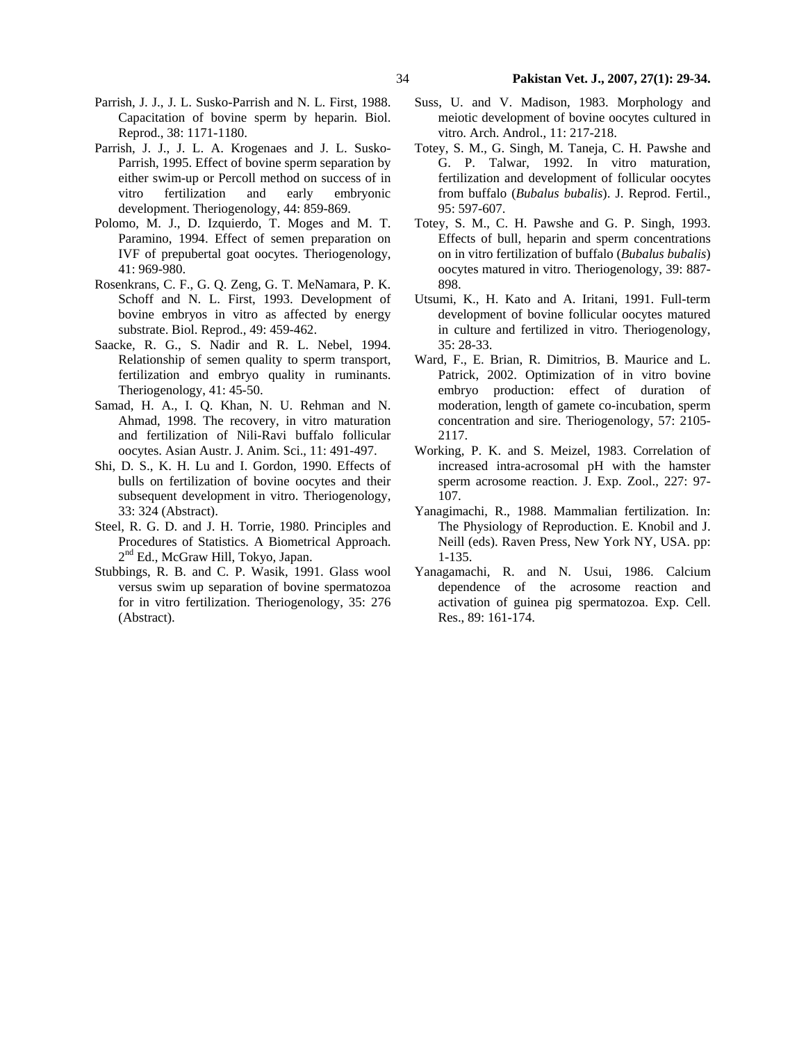Parrish, J. J., J. L. Susko-Parrish and N. L. First, 1988. Capacitation of bovine sperm by heparin. Biol. Reprod., 38: 1171-1180.

Parrish, J. J., J. L. A. Krogenaes and J. L. Susko-Parrish, 1995. Effect of bovine sperm separation by either swim-up or Percoll method on success of in vitro fertilization and early embryonic development. Theriogenology, 44: 859-869.

Polomo, M. J., D. Izquierdo, T. Moges and M. T. Paramino, 1994. Effect of semen preparation on IVF of prepubertal goat oocytes. Theriogenology, 41: 969-980.

Rosenkrans, C. F., G. Q. Zeng, G. T. MeNamara, P. K. Schoff and N. L. First, 1993. Development of bovine embryos in vitro as affected by energy substrate. Biol. Reprod., 49: 459-462.

Saacke, R. G., S. Nadir and R. L. Nebel, 1994. Relationship of semen quality to sperm transport, fertilization and embryo quality in ruminants. Theriogenology, 41: 45-50.

Samad, H. A., I. Q. Khan, N. U. Rehman and N. Ahmad, 1998. The recovery, in vitro maturation and fertilization of Nili-Ravi buffalo follicular oocytes. Asian Austr. J. Anim. Sci., 11: 491-497.

Shi, D. S., K. H. Lu and I. Gordon, 1990. Effects of bulls on fertilization of bovine oocytes and their subsequent development in vitro. Theriogenology, 33: 324 (Abstract).

Steel, R. G. D. and J. H. Torrie, 1980. Principles and Procedures of Statistics. A Biometrical Approach. 2nd Ed., McGraw Hill, Tokyo, Japan.

Stubbings, R. B. and C. P. Wasik, 1991. Glass wool versus swim up separation of bovine spermatozoa for in vitro fertilization. Theriogenology, 35: 276 (Abstract).

Suss, U. and V. Madison, 1983. Morphology and meiotic development of bovine oocytes cultured in vitro. Arch. Androl., 11: 217-218.

Totey, S. M., G. Singh, M. Taneja, C. H. Pawshe and G. P. Talwar, 1992. In vitro maturation, fertilization and development of follicular oocytes from buffalo (*Bubalus bubalis*). J. Reprod. Fertil., 95: 597-607.

Totey, S. M., C. H. Pawshe and G. P. Singh, 1993. Effects of bull, heparin and sperm concentrations on in vitro fertilization of buffalo (*Bubalus bubalis*) oocytes matured in vitro. Theriogenology, 39: 887-898.

Utsumi, K., H. Kato and A. Iritani, 1991. Full-term development of bovine follicular oocytes matured in culture and fertilized in vitro. Theriogenology, 35: 28-33.

Ward, F., E. Brian, R. Dimitrios, B. Maurice and L. Patrick, 2002. Optimization of in vitro bovine embryo production: effect of duration of moderation, length of gamete co-incubation, sperm concentration and sire. Theriogenology, 57: 2105-2117.

Working, P. K. and S. Meizel, 1983. Correlation of increased intra-acrosomal pH with the hamster sperm acrosome reaction. J. Exp. Zool., 227: 97-107.

Yanagimachi, R., 1988. Mammalian fertilization. In: The Physiology of Reproduction. E. Knobil and J. Neill (eds). Raven Press, New York NY, USA. pp: 1-135.

Yanagamachi, R. and N. Usui, 1986. Calcium dependence of the acrosome reaction and activation of guinea pig spermatozoa. Exp. Cell. Res., 89: 161-174.